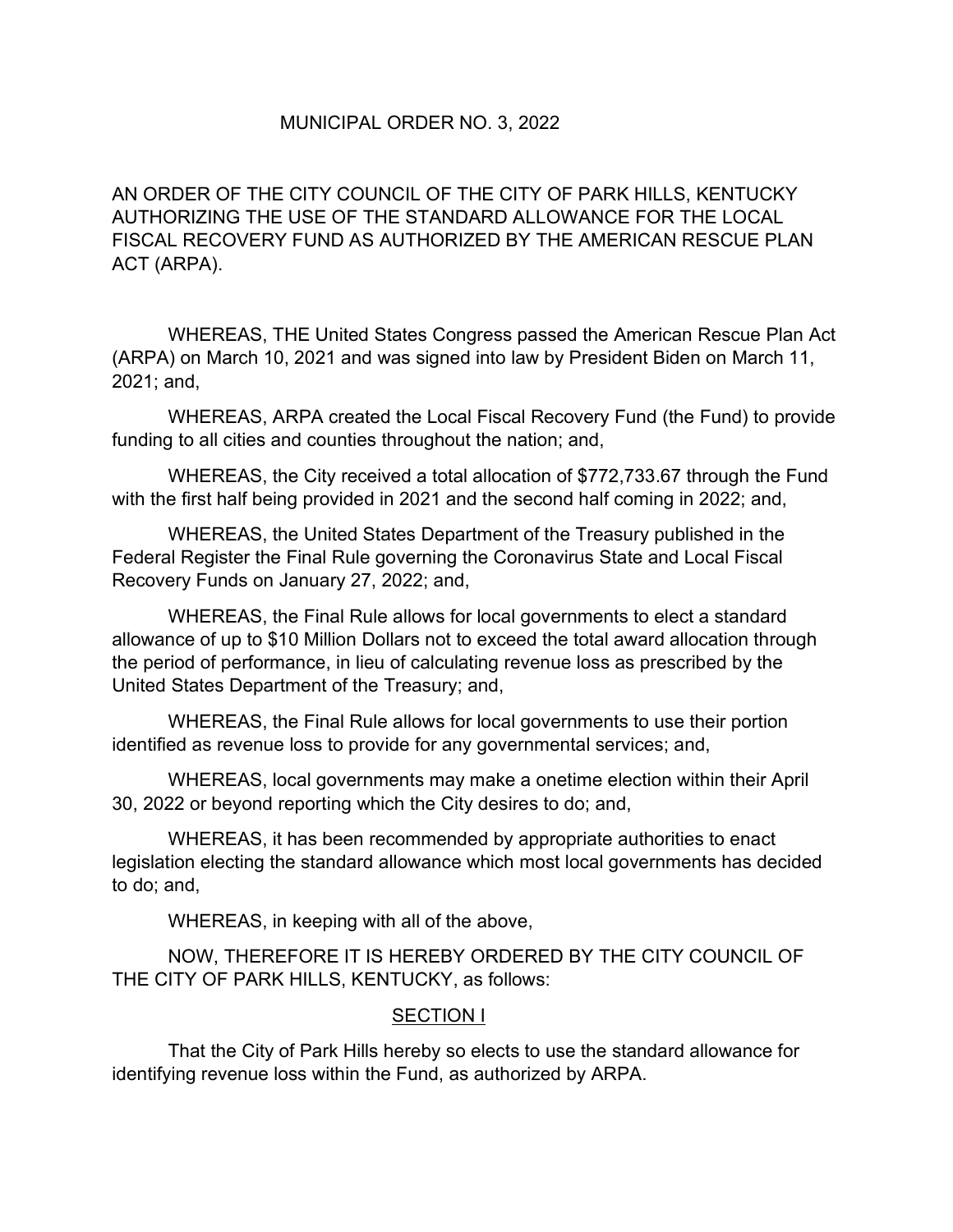# MUNICIPAL ORDER NO. 3, 2022

AN ORDER OF THE CITY COUNCIL OF THE CITY OF PARK HILLS, KENTUCKY AUTHORIZING THE USE OF THE STANDARD ALLOWANCE FOR THE LOCAL FISCAL RECOVERY FUND AS AUTHORIZED BY THE AMERICAN RESCUE PLAN ACT (ARPA).

WHEREAS, THE United States Congress passed the American Rescue Plan Act (ARPA) on March 10, 2021 and was signed into law by President Biden on March 11, 2021; and,

WHEREAS, ARPA created the Local Fiscal Recovery Fund (the Fund) to provide funding to all cities and counties throughout the nation; and,

WHEREAS, the City received a total allocation of $772,733.67 through the Fund with the first half being provided in 2021 and the second half coming in 2022; and,

WHEREAS, the United States Department of the Treasury published in the Federal Register the Final Rule governing the Coronavirus State and Local Fiscal Recovery Funds on January 27, 2022; and,

WHEREAS, the Final Rule allows for local governments to elect a standard allowance of up to $10 Million Dollars not to exceed the total award allocation through the period of performance, in lieu of calculating revenue loss as prescribed by the United States Department of the Treasury; and,

WHEREAS, the Final Rule allows for local governments to use their portion identified as revenue loss to provide for any governmental services; and,

WHEREAS, local governments may make a onetime election within their April 30, 2022 or beyond reporting which the City desires to do; and,

WHEREAS, it has been recommended by appropriate authorities to enact legislation electing the standard allowance which most local governments has decided to do; and,

WHEREAS, in keeping with all of the above,

NOW, THEREFORE IT IS HEREBY ORDERED BY THE CITY COUNCIL OF THE CITY OF PARK HILLS, KENTUCKY, as follows:

## SECTION I

That the City of Park Hills hereby so elects to use the standard allowance for identifying revenue loss within the Fund, as authorized by ARPA.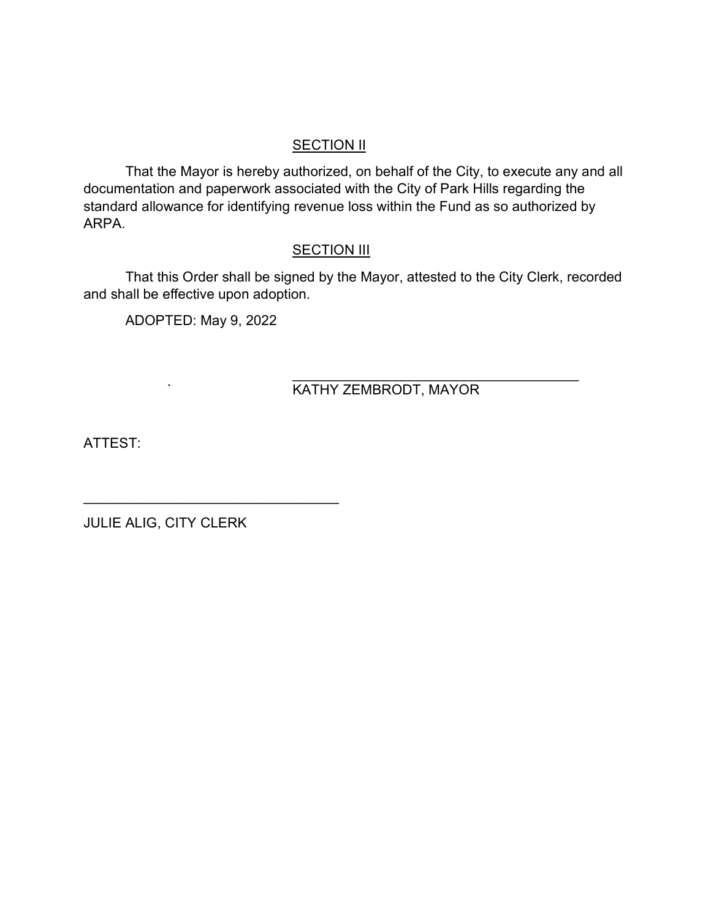## SECTION II

That the Mayor is hereby authorized, on behalf of the City, to execute any and all documentation and paperwork associated with the City of Park Hills regarding the standard allowance for identifying revenue loss within the Fund as so authorized by ARPA.

## SECTION III

That this Order shall be signed by the Mayor, attested to the City Clerk, recorded and shall be effective upon adoption.

ADOPTED: May 9, 2022

` \_\_\_\_\_\_\_\_\_\_\_\_\_\_\_\_\_\_\_\_\_\_\_\_\_\_\_\_\_\_\_\_\_\_\_\_\_\_

KATHY ZEMBRODT, MAYOR

ATTEST:

\_\_\_\_\_\_\_\_\_\_\_\_\_\_\_\_\_\_\_\_\_\_\_\_\_\_\_\_\_\_\_\_\_\_\_

JULIE ALIG, CITY CLERK